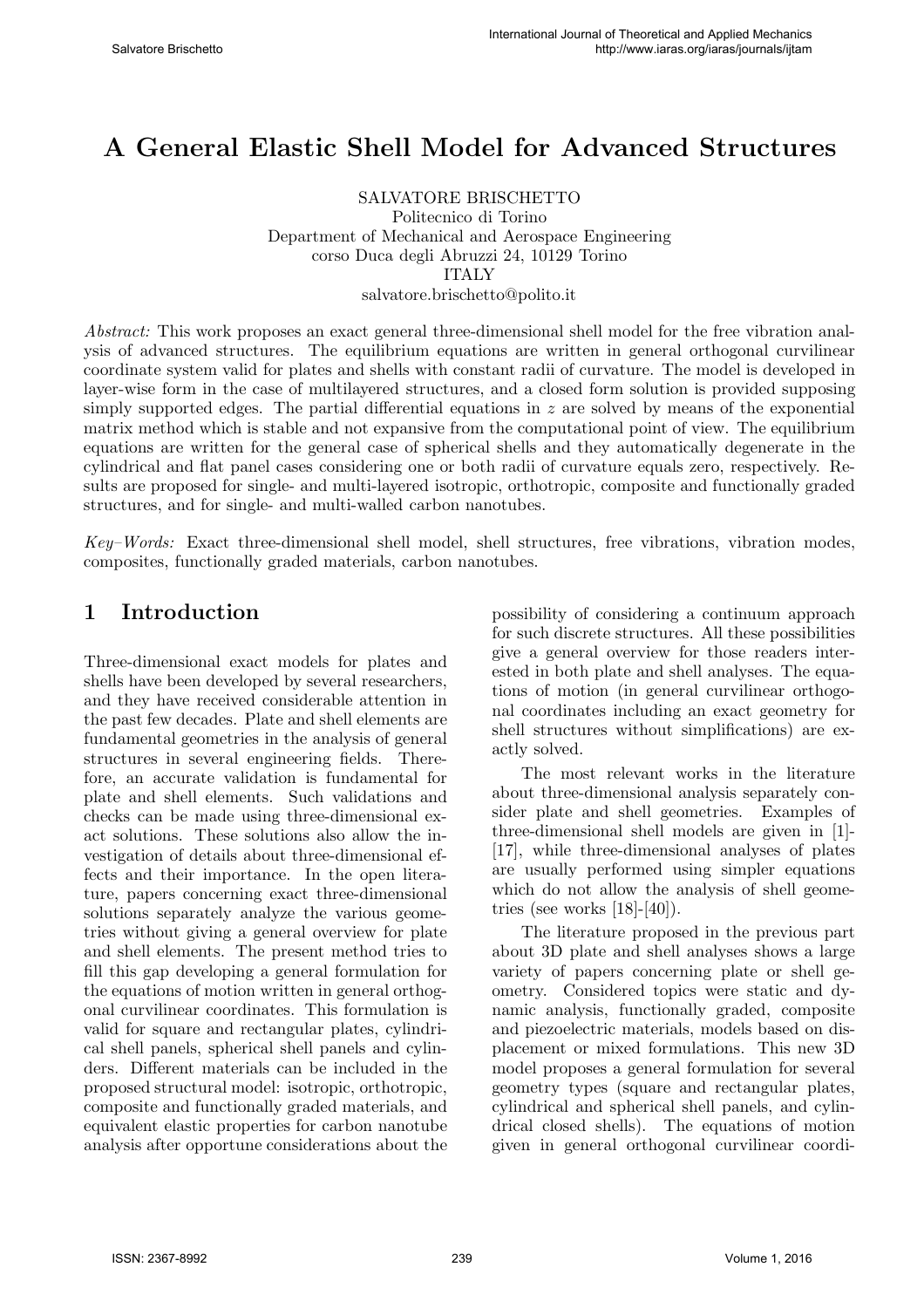# A General Elastic Shell Model for Advanced Structures

SALVATORE BRISCHETTO
Politecnico di Torino
Department of Mechanical and Aerospace Engineering
corso Duca degli Abruzzi 24, 10129 Torino
ITALY
salvatore.brischetto@polito.it

*Abstract:* This work proposes an exact general three-dimensional shell model for the free vibration analysis of advanced structures. The equilibrium equations are written in general orthogonal curvilinear coordinate system valid for plates and shells with constant radii of curvature. The model is developed in layer-wise form in the case of multilayered structures, and a closed form solution is provided supposing simply supported edges. The partial differential equations in $z$ are solved by means of the exponential matrix method which is stable and not expansive from the computational point of view. The equilibrium equations are written for the general case of spherical shells and they automatically degenerate in the cylindrical and flat panel cases considering one or both radii of curvature equals zero, respectively. Results are proposed for single- and multi-layered isotropic, orthotropic, composite and functionally graded structures, and for single- and multi-walled carbon nanotubes.

*Key–Words:* Exact three-dimensional shell model, shell structures, free vibrations, vibration modes, composites, functionally graded materials, carbon nanotubes.

## 1 Introduction

Three-dimensional exact models for plates and shells have been developed by several researchers, and they have received considerable attention in the past few decades. Plate and shell elements are fundamental geometries in the analysis of general structures in several engineering fields. Therefore, an accurate validation is fundamental for plate and shell elements. Such validations and checks can be made using three-dimensional exact solutions. These solutions also allow the investigation of details about three-dimensional effects and their importance. In the open literature, papers concerning exact three-dimensional solutions separately analyze the various geometries without giving a general overview for plate and shell elements. The present method tries to fill this gap developing a general formulation for the equations of motion written in general orthogonal curvilinear coordinates. This formulation is valid for square and rectangular plates, cylindrical shell panels, spherical shell panels and cylinders. Different materials can be included in the proposed structural model: isotropic, orthotropic, composite and functionally graded materials, and equivalent elastic properties for carbon nanotube analysis after opportune considerations about the possibility of considering a continuum approach for such discrete structures. All these possibilities give a general overview for those readers interested in both plate and shell analyses. The equations of motion (in general curvilinear orthogonal coordinates including an exact geometry for shell structures without simplifications) are exactly solved.

The most relevant works in the literature about three-dimensional analysis separately consider plate and shell geometries. Examples of three-dimensional shell models are given in [1]-[17], while three-dimensional analyses of plates are usually performed using simpler equations which do not allow the analysis of shell geometries (see works [18]-[40]).

The literature proposed in the previous part about 3D plate and shell analyses shows a large variety of papers concerning plate or shell geometry. Considered topics were static and dynamic analysis, functionally graded, composite and piezoelectric materials, models based on displacement or mixed formulations. This new 3D model proposes a general formulation for several geometry types (square and rectangular plates, cylindrical and spherical shell panels, and cylindrical closed shells). The equations of motion given in general orthogonal curvilinear coordi-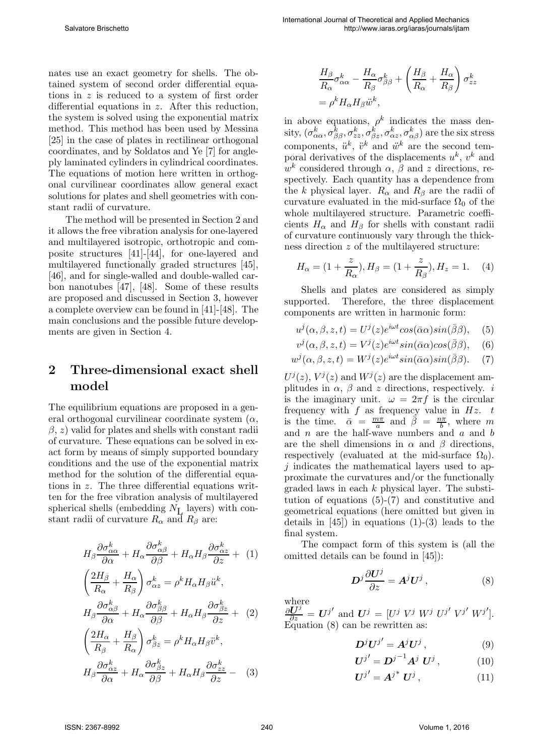nates use an exact geometry for shells. The obtained system of second order differential equations in $z$ is reduced to a system of first order differential equations in $z$. After this reduction, the system is solved using the exponential matrix method. This method has been used by Messina [25] in the case of plates in rectilinear orthogonal coordinates, and by Soldatos and Ye [7] for angle-ply laminated cylinders in cylindrical coordinates. The equations of motion here written in orthogonal curvilinear coordinates allow general exact solutions for plates and shell geometries with constant radii of curvature.

The method will be presented in Section 2 and it allows the free vibration analysis for one-layered and multilayered isotropic, orthotropic and composite structures [41]-[44], for one-layered and multilayered functionally graded structures [45], [46], and for single-walled and double-walled carbon nanotubes [47], [48]. Some of these results are proposed and discussed in Section 3, however a complete overview can be found in [41]-[48]. The main conclusions and the possible future developments are given in Section 4.

## 2 Three-dimensional exact shell model

The equilibrium equations are proposed in a general orthogonal curvilinear coordinate system ($\alpha$, $\beta$, $z$) valid for plates and shells with constant radii of curvature. These equations can be solved in exact form by means of simply supported boundary conditions and the use of the exponential matrix method for the solution of the differential equations in $z$. The three differential equations written for the free vibration analysis of multilayered spherical shells (embedding $N_L$ layers) with constant radii of curvature $R_\alpha$ and $R_\beta$ are:

$$H_\beta \frac{\partial \sigma^k_{\alpha\alpha}}{\partial \alpha} + H_\alpha \frac{\partial \sigma^k_{\alpha\beta}}{\partial \beta} + H_\alpha H_\beta \frac{\partial \sigma^k_{\alpha z}}{\partial z} + \left(\frac{2H_\beta}{R_\alpha} + \frac{H_\alpha}{R_\beta}\right) \sigma^k_{\alpha z} = \rho^k H_\alpha H_\beta \ddot{u}^k, \quad (1)$$

$$H_\beta \frac{\partial \sigma^k_{\alpha\beta}}{\partial \alpha} + H_\alpha \frac{\partial \sigma^k_{\beta\beta}}{\partial \beta} + H_\alpha H_\beta \frac{\partial \sigma^k_{\beta z}}{\partial z} + \left(\frac{2H_\alpha}{R_\beta} + \frac{H_\beta}{R_\alpha}\right) \sigma^k_{\beta z} = \rho^k H_\alpha H_\beta \ddot{v}^k, \quad (2)$$

$$H_\beta \frac{\partial \sigma^k_{\alpha z}}{\partial \alpha} + H_\alpha \frac{\partial \sigma^k_{\beta z}}{\partial \beta} + H_\alpha H_\beta \frac{\partial \sigma^k_{zz}}{\partial z} - \frac{H_\beta}{R_\alpha}\sigma^k_{\alpha\alpha} - \frac{H_\alpha}{R_\beta}\sigma^k_{\beta\beta} + \left(\frac{H_\beta}{R_\alpha} + \frac{H_\alpha}{R_\beta}\right) \sigma^k_{zz} = \rho^k H_\alpha H_\beta \ddot{w}^k, \quad (3)$$

in above equations, $\rho^k$ indicates the mass density, $(\sigma^k_{\alpha\alpha}, \sigma^k_{\beta\beta}, \sigma^k_{zz}, \sigma^k_{\beta z}, \sigma^k_{\alpha z}, \sigma^k_{\alpha\beta})$ are the six stress components, $\ddot{u}^k$, $\ddot{v}^k$ and $\ddot{w}^k$ are the second temporal derivatives of the displacements $u^k$, $v^k$ and $w^k$ considered through $\alpha$, $\beta$ and $z$ directions, respectively. Each quantity has a dependence from the $k$ physical layer. $R_\alpha$ and $R_\beta$ are the radii of curvature evaluated in the mid-surface $\Omega_0$ of the whole multilayered structure. Parametric coefficients $H_\alpha$ and $H_\beta$ for shells with constant radii of curvature continuously vary through the thickness direction $z$ of the multilayered structure:

$$H_\alpha = (1 + \frac{z}{R_\alpha}), H_\beta = (1 + \frac{z}{R_\beta}), H_z = 1. \quad (4)$$

Shells and plates are considered as simply supported. Therefore, the three displacement components are written in harmonic form:

$$u^j(\alpha, \beta, z, t) = U^j(z) e^{i\omega t} cos(\bar{\alpha}\alpha) sin(\bar{\beta}\beta), \quad (5)$$

$$v^j(\alpha, \beta, z, t) = V^j(z) e^{i\omega t} sin(\bar{\alpha}\alpha) cos(\bar{\beta}\beta), \quad (6)$$

$$w^j(\alpha, \beta, z, t) = W^j(z) e^{i\omega t} sin(\bar{\alpha}\alpha) sin(\bar{\beta}\beta). \quad (7)$$

$U^j(z)$, $V^j(z)$ and $W^j(z)$ are the displacement amplitudes in $\alpha$, $\beta$ and $z$ directions, respectively. $i$ is the imaginary unit. $\omega = 2\pi f$ is the circular frequency with $f$ as frequency value in $Hz$. $t$ is the time. $\bar{\alpha} = \frac{m\pi}{a}$ and $\bar{\beta} = \frac{n\pi}{b}$, where $m$ and $n$ are the half-wave numbers and $a$ and $b$ are the shell dimensions in $\alpha$ and $\beta$ directions, respectively (evaluated at the mid-surface $\Omega_0$). $j$ indicates the mathematical layers used to approximate the curvatures and/or the functionally graded laws in each $k$ physical layer. The substitution of equations (5)-(7) and constitutive and geometrical equations (here omitted but given in details in [45]) in equations (1)-(3) leads to the final system.

The compact form of this system is (all the omitted details can be found in [45]):

$$\boldsymbol{D}^j \frac{\partial \boldsymbol{U}^j}{\partial z} = \boldsymbol{A}^j \boldsymbol{U}^j, \quad (8)$$

where $\frac{\partial \boldsymbol{U}^j}{\partial z} = \boldsymbol{U}^{j\prime}$ and $\boldsymbol{U}^j = [U^j \; V^j \; W^j \; U^{j\prime} \; V^{j\prime} \; W^{j\prime}]$. Equation (8) can be rewritten as:

$$\boldsymbol{D}^j \boldsymbol{U}^{j\prime} = \boldsymbol{A}^j \boldsymbol{U}^j, \quad (9)$$

$$\boldsymbol{U}^{j\prime} = \boldsymbol{D}^{j^{-1}} \boldsymbol{A}^j \, \boldsymbol{U}^j, \quad (10)$$

$$\boldsymbol{U}^{j\prime} = \boldsymbol{A}^{j^*} \, \boldsymbol{U}^j, \quad (11)$$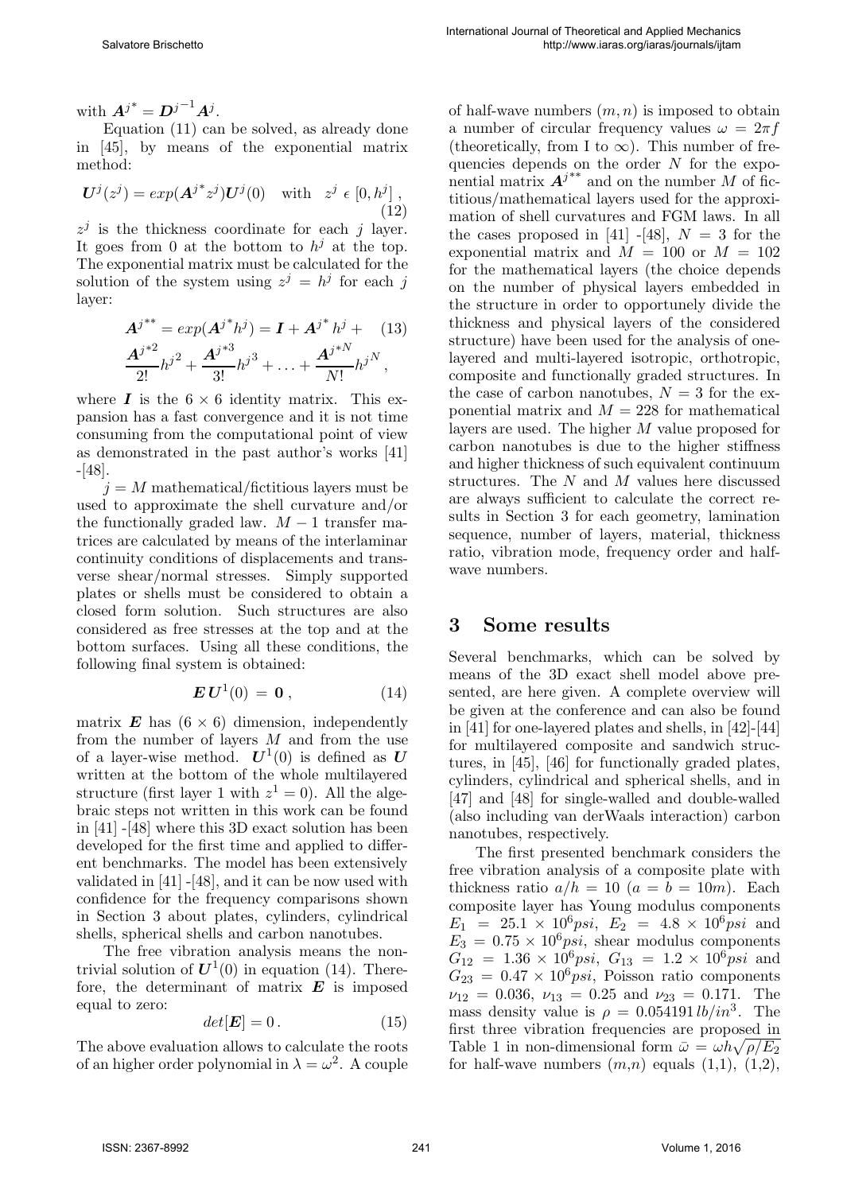with $\boldsymbol{A}^{j^*} = \boldsymbol{D}^{j^{-1}}\boldsymbol{A}^j$.

Equation (11) can be solved, as already done in [45], by means of the exponential matrix method:

$$\boldsymbol{U}^j(z^j) = exp(\boldsymbol{A}^{j^*}z^j)\boldsymbol{U}^j(0) \quad \text{with} \quad z^j \; \epsilon \; [0, h^j] \;, \tag{12}$$

$z^j$ is the thickness coordinate for each $j$ layer. It goes from 0 at the bottom to $h^j$ at the top. The exponential matrix must be calculated for the solution of the system using $z^j = h^j$ for each $j$ layer:

$$\boldsymbol{A}^{j^{**}} = exp(\boldsymbol{A}^{j^*}h^j) = \boldsymbol{I} + \boldsymbol{A}^{j^*}h^j + \frac{\boldsymbol{A}^{j^{*2}}}{2!}{h^j}^2 + \frac{\boldsymbol{A}^{j^{*3}}}{3!}{h^j}^3 + \ldots + \frac{\boldsymbol{A}^{j^{*N}}}{N!}{h^j}^N \;, \tag{13}$$

where $\boldsymbol{I}$ is the $6 \times 6$ identity matrix. This expansion has a fast convergence and it is not time consuming from the computational point of view as demonstrated in the past author's works [41] -[48].

$j = M$ mathematical/fictitious layers must be used to approximate the shell curvature and/or the functionally graded law. $M-1$ transfer matrices are calculated by means of the interlaminar continuity conditions of displacements and transverse shear/normal stresses. Simply supported plates or shells must be considered to obtain a closed form solution. Such structures are also considered as free stresses at the top and at the bottom surfaces. Using all these conditions, the following final system is obtained:

$$\boldsymbol{E}\,\boldsymbol{U}^1(0) \,=\, \boldsymbol{0} \;, \tag{14}$$

matrix $\boldsymbol{E}$ has $(6 \times 6)$ dimension, independently from the number of layers $M$ and from the use of a layer-wise method. $\boldsymbol{U}^1(0)$ is defined as $\boldsymbol{U}$ written at the bottom of the whole multilayered structure (first layer 1 with $z^1 = 0$). All the algebraic steps not written in this work can be found in [41] -[48] where this 3D exact solution has been developed for the first time and applied to different benchmarks. The model has been extensively validated in [41] -[48], and it can be now used with confidence for the frequency comparisons shown in Section 3 about plates, cylinders, cylindrical shells, spherical shells and carbon nanotubes.

The free vibration analysis means the nontrivial solution of $\boldsymbol{U}^1(0)$ in equation (14). Therefore, the determinant of matrix $\boldsymbol{E}$ is imposed equal to zero:

$$det[\boldsymbol{E}] = 0 \,. \tag{15}$$

The above evaluation allows to calculate the roots of an higher order polynomial in $\lambda = \omega^2$. A couple of half-wave numbers $(m, n)$ is imposed to obtain a number of circular frequency values $\omega = 2\pi f$ (theoretically, from I to $\infty$). This number of frequencies depends on the order $N$ for the exponential matrix $\boldsymbol{A}^{j^{**}}$ and on the number $M$ of fictitious/mathematical layers used for the approximation of shell curvatures and FGM laws. In all the cases proposed in [41] -[48], $N = 3$ for the exponential matrix and $M = 100$ or $M = 102$ for the mathematical layers (the choice depends on the number of physical layers embedded in the structure in order to opportunely divide the thickness and physical layers of the considered structure) have been used for the analysis of one-layered and multi-layered isotropic, orthotropic, composite and functionally graded structures. In the case of carbon nanotubes, $N = 3$ for the exponential matrix and $M = 228$ for mathematical layers are used. The higher $M$ value proposed for carbon nanotubes is due to the higher stiffness and higher thickness of such equivalent continuum structures. The $N$ and $M$ values here discussed are always sufficient to calculate the correct results in Section 3 for each geometry, lamination sequence, number of layers, material, thickness ratio, vibration mode, frequency order and half-wave numbers.

## 3 Some results

Several benchmarks, which can be solved by means of the 3D exact shell model above presented, are here given. A complete overview will be given at the conference and can also be found in [41] for one-layered plates and shells, in [42]-[44] for multilayered composite and sandwich structures, in [45], [46] for functionally graded plates, cylinders, cylindrical and spherical shells, and in [47] and [48] for single-walled and double-walled (also including van derWaals interaction) carbon nanotubes, respectively.

The first presented benchmark considers the free vibration analysis of a composite plate with thickness ratio $a/h = 10$ ($a = b = 10m$). Each composite layer has Young modulus components $E_1 = 25.1 \times 10^6 psi$, $E_2 = 4.8 \times 10^6 psi$ and $E_3 = 0.75 \times 10^6 psi$, shear modulus components $G_{12} = 1.36 \times 10^6 psi$, $G_{13} = 1.2 \times 10^6 psi$ and $G_{23} = 0.47 \times 10^6 psi$, Poisson ratio components $\nu_{12} = 0.036$, $\nu_{13} = 0.25$ and $\nu_{23} = 0.171$. The mass density value is $\rho = 0.054191\, lb/in^3$. The first three vibration frequencies are proposed in Table 1 in non-dimensional form $\bar{\omega} = \omega h\sqrt{\rho/E_2}$ for half-wave numbers $(m,n)$ equals (1,1), (1,2),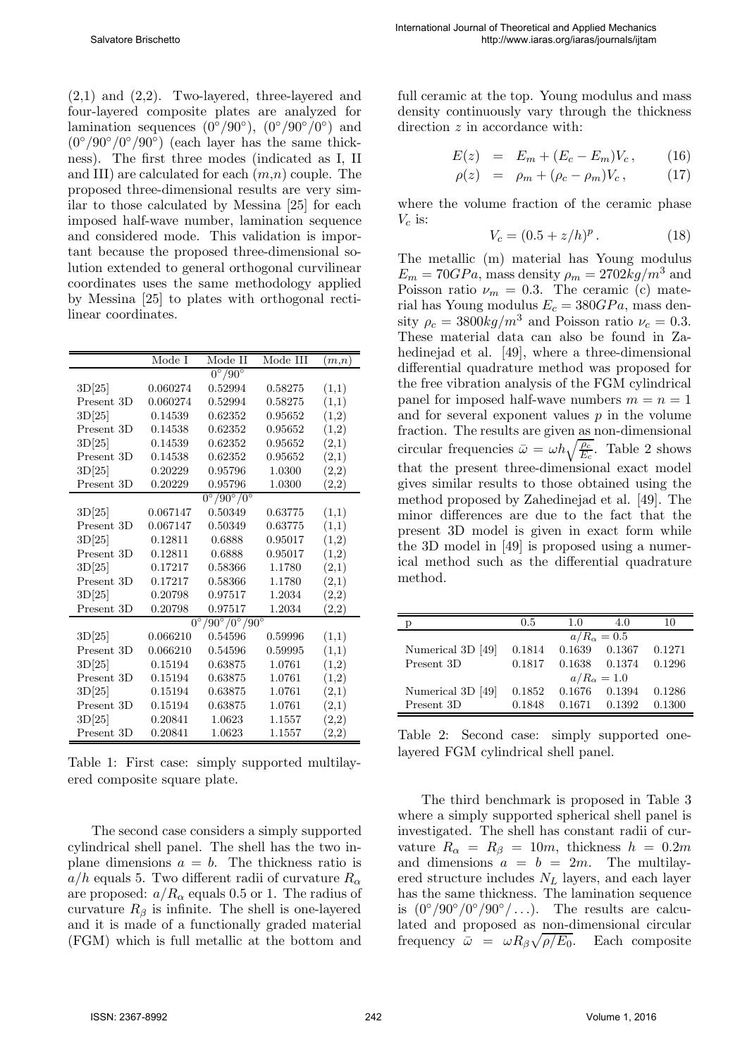(2,1) and (2,2). Two-layered, three-layered and four-layered composite plates are analyzed for lamination sequences $(0°/90°)$, $(0°/90°/0°)$ and $(0°/90°/0°/90°)$ (each layer has the same thickness). The first three modes (indicated as I, II and III) are calculated for each $(m,n)$ couple. The proposed three-dimensional results are very similar to those calculated by Messina [25] for each imposed half-wave number, lamination sequence and considered mode. This validation is important because the proposed three-dimensional solution extended to general orthogonal curvilinear coordinates uses the same methodology applied by Messina [25] to plates with orthogonal rectilinear coordinates.

| | Mode I | Mode II | Mode III | $(m,n)$ |
|---|---|---|---|---|
| | | $0°/90°$ | | |
| 3D[25] | 0.060274 | 0.52994 | 0.58275 | (1,1) |
| Present 3D | 0.060274 | 0.52994 | 0.58275 | (1,1) |
| 3D[25] | 0.14539 | 0.62352 | 0.95652 | (1,2) |
| Present 3D | 0.14538 | 0.62352 | 0.95652 | (1,2) |
| 3D[25] | 0.14539 | 0.62352 | 0.95652 | (2,1) |
| Present 3D | 0.14538 | 0.62352 | 0.95652 | (2,1) |
| 3D[25] | 0.20229 | 0.95796 | 1.0300 | (2,2) |
| Present 3D | 0.20229 | 0.95796 | 1.0300 | (2,2) |
| | | $0°/90°/0°$ | | |
| 3D[25] | 0.067147 | 0.50349 | 0.63775 | (1,1) |
| Present 3D | 0.067147 | 0.50349 | 0.63775 | (1,1) |
| 3D[25] | 0.12811 | 0.6888 | 0.95017 | (1,2) |
| Present 3D | 0.12811 | 0.6888 | 0.95017 | (1,2) |
| 3D[25] | 0.17217 | 0.58366 | 1.1780 | (2,1) |
| Present 3D | 0.17217 | 0.58366 | 1.1780 | (2,1) |
| 3D[25] | 0.20798 | 0.97517 | 1.2034 | (2,2) |
| Present 3D | 0.20798 | 0.97517 | 1.2034 | (2,2) |
| | | $0°/90°/0°/90°$ | | |
| 3D[25] | 0.066210 | 0.54596 | 0.59996 | (1,1) |
| Present 3D | 0.066210 | 0.54596 | 0.59995 | (1,1) |
| 3D[25] | 0.15194 | 0.63875 | 1.0761 | (1,2) |
| Present 3D | 0.15194 | 0.63875 | 1.0761 | (1,2) |
| 3D[25] | 0.15194 | 0.63875 | 1.0761 | (2,1) |
| Present 3D | 0.15194 | 0.63875 | 1.0761 | (2,1) |
| 3D[25] | 0.20841 | 1.0623 | 1.1557 | (2,2) |
| Present 3D | 0.20841 | 1.0623 | 1.1557 | (2,2) |

Table 1: First case: simply supported multilayered composite square plate.

The second case considers a simply supported cylindrical shell panel. The shell has the two in-plane dimensions $a = b$. The thickness ratio is $a/h$ equals 5. Two different radii of curvature $R_\alpha$ are proposed: $a/R_\alpha$ equals 0.5 or 1. The radius of curvature $R_\beta$ is infinite. The shell is one-layered and it is made of a functionally graded material (FGM) which is full metallic at the bottom and full ceramic at the top. Young modulus and mass density continuously vary through the thickness direction $z$ in accordance with:

$$E(z) = E_m + (E_c - E_m)V_c \,, \qquad (16)$$

$$\rho(z) = \rho_m + (\rho_c - \rho_m)V_c \,, \qquad (17)$$

where the volume fraction of the ceramic phase $V_c$ is:

$$V_c = (0.5 + z/h)^p \,. \qquad (18)$$

The metallic (m) material has Young modulus $E_m = 70GPa$, mass density $\rho_m = 2702kg/m^3$ and Poisson ratio $\nu_m = 0.3$. The ceramic (c) material has Young modulus $E_c = 380GPa$, mass density $\rho_c = 3800kg/m^3$ and Poisson ratio $\nu_c = 0.3$. These material data can also be found in Zahedinejad et al. [49], where a three-dimensional differential quadrature method was proposed for the free vibration analysis of the FGM cylindrical panel for imposed half-wave numbers $m = n = 1$ and for several exponent values $p$ in the volume fraction. The results are given as non-dimensional circular frequencies $\bar{\omega} = \omega h \sqrt{\frac{\rho_c}{E_c}}$. Table 2 shows that the present three-dimensional exact model gives similar results to those obtained using the method proposed by Zahedinejad et al. [49]. The minor differences are due to the fact that the present 3D model is given in exact form while the 3D model in [49] is proposed using a numerical method such as the differential quadrature method.

| p | 0.5 | 1.0 | 4.0 | 10 |
|---|---|---|---|---|
| | | $a/R_\alpha = 0.5$ | | |
| Numerical 3D [49] | 0.1814 | 0.1639 | 0.1367 | 0.1271 |
| Present 3D | 0.1817 | 0.1638 | 0.1374 | 0.1296 |
| | | $a/R_\alpha = 1.0$ | | |
| Numerical 3D [49] | 0.1852 | 0.1676 | 0.1394 | 0.1286 |
| Present 3D | 0.1848 | 0.1671 | 0.1392 | 0.1300 |

Table 2: Second case: simply supported one-layered FGM cylindrical shell panel.

The third benchmark is proposed in Table 3 where a simply supported spherical shell panel is investigated. The shell has constant radii of curvature $R_\alpha = R_\beta = 10m$, thickness $h = 0.2m$ and dimensions $a = b = 2m$. The multilayered structure includes $N_L$ layers, and each layer has the same thickness. The lamination sequence is $(0°/90°/0°/90°/\ldots)$. The results are calculated and proposed as non-dimensional circular frequency $\bar{\omega} = \omega R_\beta \sqrt{\rho/E_0}$. Each composite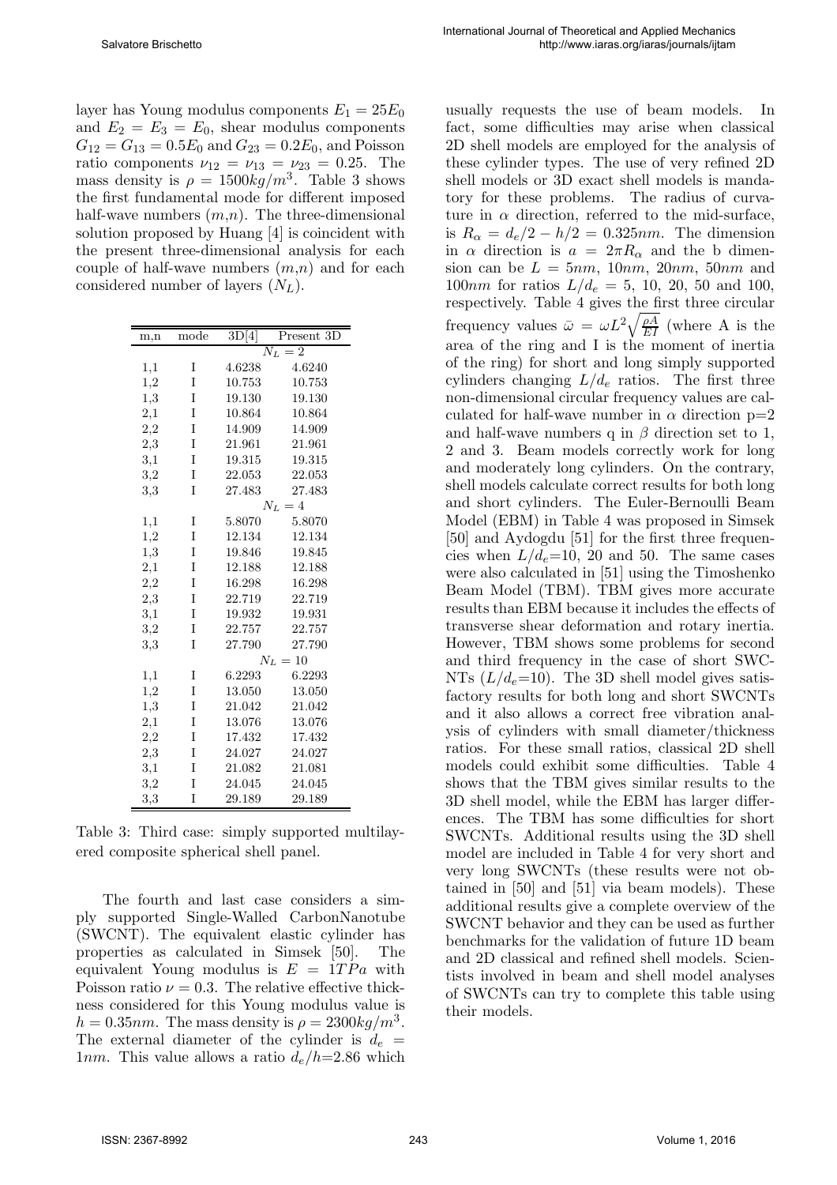layer has Young modulus components $E_1 = 25E_0$ and $E_2 = E_3 = E_0$, shear modulus components $G_{12} = G_{13} = 0.5E_0$ and $G_{23} = 0.2E_0$, and Poisson ratio components $\nu_{12} = \nu_{13} = \nu_{23} = 0.25$. The mass density is $\rho = 1500 kg/m^3$. Table 3 shows the first fundamental mode for different imposed half-wave numbers $(m,n)$. The three-dimensional solution proposed by Huang [4] is coincident with the present three-dimensional analysis for each couple of half-wave numbers $(m,n)$ and for each considered number of layers $(N_L)$.

| m,n | mode | 3D[4] | Present 3D |
|---|---|---|---|
| | | $N_L = 2$ | |
| 1,1 | I | 4.6238 | 4.6240 |
| 1,2 | I | 10.753 | 10.753 |
| 1,3 | I | 19.130 | 19.130 |
| 2,1 | I | 10.864 | 10.864 |
| 2,2 | I | 14.909 | 14.909 |
| 2,3 | I | 21.961 | 21.961 |
| 3,1 | I | 19.315 | 19.315 |
| 3,2 | I | 22.053 | 22.053 |
| 3,3 | I | 27.483 | 27.483 |
| | | $N_L = 4$ | |
| 1,1 | I | 5.8070 | 5.8070 |
| 1,2 | I | 12.134 | 12.134 |
| 1,3 | I | 19.846 | 19.845 |
| 2,1 | I | 12.188 | 12.188 |
| 2,2 | I | 16.298 | 16.298 |
| 2,3 | I | 22.719 | 22.719 |
| 3,1 | I | 19.932 | 19.931 |
| 3,2 | I | 22.757 | 22.757 |
| 3,3 | I | 27.790 | 27.790 |
| | | $N_L = 10$ | |
| 1,1 | I | 6.2293 | 6.2293 |
| 1,2 | I | 13.050 | 13.050 |
| 1,3 | I | 21.042 | 21.042 |
| 2,1 | I | 13.076 | 13.076 |
| 2,2 | I | 17.432 | 17.432 |
| 2,3 | I | 24.027 | 24.027 |
| 3,1 | I | 21.082 | 21.081 |
| 3,2 | I | 24.045 | 24.045 |
| 3,3 | I | 29.189 | 29.189 |

Table 3: Third case: simply supported multilayered composite spherical shell panel.

The fourth and last case considers a simply supported Single-Walled CarbonNanotube (SWCNT). The equivalent elastic cylinder has properties as calculated in Simsek [50]. The equivalent Young modulus is $E = 1TPa$ with Poisson ratio $\nu = 0.3$. The relative effective thickness considered for this Young modulus value is $h = 0.35nm$. The mass density is $\rho = 2300kg/m^3$. The external diameter of the cylinder is $d_e = 1nm$. This value allows a ratio $d_e/h$=2.86 which usually requests the use of beam models. In fact, some difficulties may arise when classical 2D shell models are employed for the analysis of these cylinder types. The use of very refined 2D shell models or 3D exact shell models is mandatory for these problems. The radius of curvature in $\alpha$ direction, referred to the mid-surface, is $R_\alpha = d_e/2 - h/2 = 0.325nm$. The dimension in $\alpha$ direction is $a = 2\pi R_\alpha$ and the b dimension can be $L = 5nm$, $10nm$, $20nm$, $50nm$ and $100nm$ for ratios $L/d_e$ = 5, 10, 20, 50 and 100, respectively. Table 4 gives the first three circular frequency values $\bar{\omega} = \omega L^2\sqrt{\frac{\rho A}{EI}}$ (where A is the area of the ring and I is the moment of inertia of the ring) for short and long simply supported cylinders changing $L/d_e$ ratios. The first three non-dimensional circular frequency values are calculated for half-wave number in $\alpha$ direction p=2 and half-wave numbers q in $\beta$ direction set to 1, 2 and 3. Beam models correctly work for long and moderately long cylinders. On the contrary, shell models calculate correct results for both long and short cylinders. The Euler-Bernoulli Beam Model (EBM) in Table 4 was proposed in Simsek [50] and Aydogdu [51] for the first three frequencies when $L/d_e$=10, 20 and 50. The same cases were also calculated in [51] using the Timoshenko Beam Model (TBM). TBM gives more accurate results than EBM because it includes the effects of transverse shear deformation and rotary inertia. However, TBM shows some problems for second and third frequency in the case of short SWCNTs ($L/d_e$=10). The 3D shell model gives satisfactory results for both long and short SWCNTs and it also allows a correct free vibration analysis of cylinders with small diameter/thickness ratios. For these small ratios, classical 2D shell models could exhibit some difficulties. Table 4 shows that the TBM gives similar results to the 3D shell model, while the EBM has larger differences. The TBM has some difficulties for short SWCNTs. Additional results using the 3D shell model are included in Table 4 for very short and very long SWCNTs (these results were not obtained in [50] and [51] via beam models). These additional results give a complete overview of the SWCNT behavior and they can be used as further benchmarks for the validation of future 1D beam and 2D classical and refined shell models. Scientists involved in beam and shell model analyses of SWCNTs can try to complete this table using their models.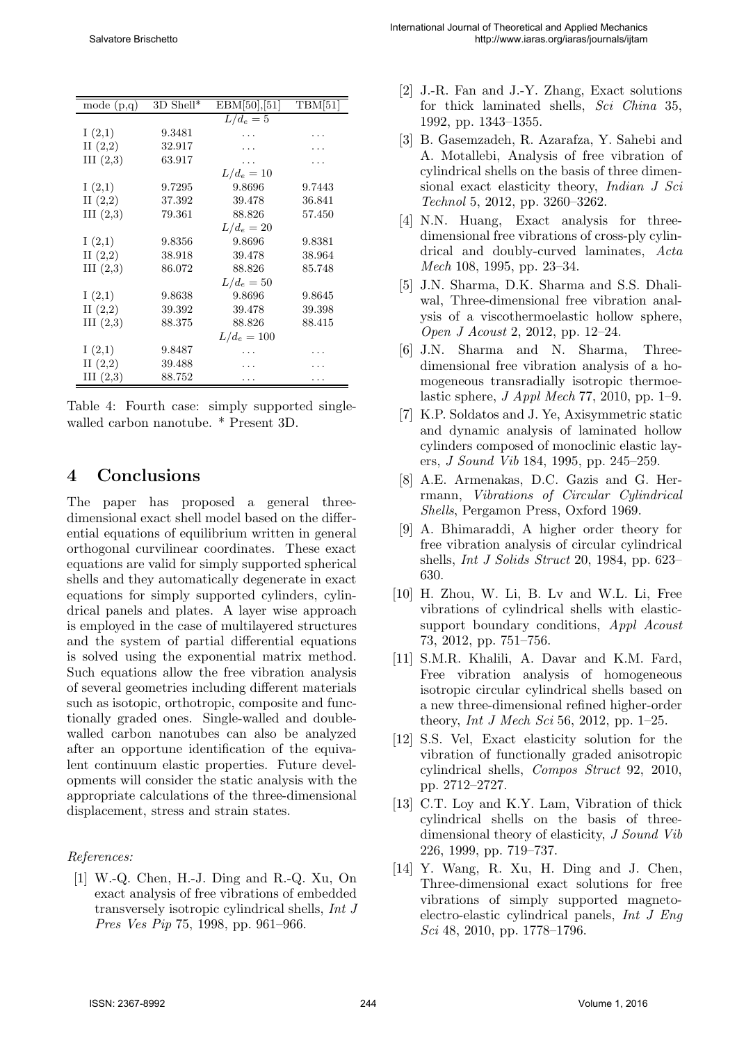| mode (p,q) | 3D Shell* | EBM[50],[51] | TBM[51] |
|---|---|---|---|
| | | $L/d_e = 5$ | |
| I (2,1) | 9.3481 | ... | ... |
| II (2,2) | 32.917 | ... | ... |
| III (2,3) | 63.917 | ... | ... |
| | | $L/d_e = 10$ | |
| I (2,1) | 9.7295 | 9.8696 | 9.7443 |
| II (2,2) | 37.392 | 39.478 | 36.841 |
| III (2,3) | 79.361 | 88.826 | 57.450 |
| | | $L/d_e = 20$ | |
| I (2,1) | 9.8356 | 9.8696 | 9.8381 |
| II (2,2) | 38.918 | 39.478 | 38.964 |
| III (2,3) | 86.072 | 88.826 | 85.748 |
| | | $L/d_e = 50$ | |
| I (2,1) | 9.8638 | 9.8696 | 9.8645 |
| II (2,2) | 39.392 | 39.478 | 39.398 |
| III (2,3) | 88.375 | 88.826 | 88.415 |
| | | $L/d_e = 100$ | |
| I (2,1) | 9.8487 | ... | ... |
| II (2,2) | 39.488 | ... | ... |
| III (2,3) | 88.752 | ... | ... |

Table 4: Fourth case: simply supported single-walled carbon nanotube. * Present 3D.

## 4 Conclusions

The paper has proposed a general three-dimensional exact shell model based on the differential equations of equilibrium written in general orthogonal curvilinear coordinates. These exact equations are valid for simply supported spherical shells and they automatically degenerate in exact equations for simply supported cylinders, cylindrical panels and plates. A layer wise approach is employed in the case of multilayered structures and the system of partial differential equations is solved using the exponential matrix method. Such equations allow the free vibration analysis of several geometries including different materials such as isotopic, orthotropic, composite and functionally graded ones. Single-walled and double-walled carbon nanotubes can also be analyzed after an opportune identification of the equivalent continuum elastic properties. Future developments will consider the static analysis with the appropriate calculations of the three-dimensional displacement, stress and strain states.

*References:*

[1] W.-Q. Chen, H.-J. Ding and R.-Q. Xu, On exact analysis of free vibrations of embedded transversely isotropic cylindrical shells, *Int J Pres Ves Pip* 75, 1998, pp. 961–966.

[2] J.-R. Fan and J.-Y. Zhang, Exact solutions for thick laminated shells, *Sci China* 35, 1992, pp. 1343–1355.

[3] B. Gasemzadeh, R. Azarafza, Y. Sahebi and A. Motallebi, Analysis of free vibration of cylindrical shells on the basis of three dimensional exact elasticity theory, *Indian J Sci Technol* 5, 2012, pp. 3260–3262.

[4] N.N. Huang, Exact analysis for three-dimensional free vibrations of cross-ply cylindrical and doubly-curved laminates, *Acta Mech* 108, 1995, pp. 23–34.

[5] J.N. Sharma, D.K. Sharma and S.S. Dhaliwal, Three-dimensional free vibration analysis of a viscothermoelastic hollow sphere, *Open J Acoust* 2, 2012, pp. 12–24.

[6] J.N. Sharma and N. Sharma, Three-dimensional free vibration analysis of a homogeneous transradially isotropic thermoelastic sphere, *J Appl Mech* 77, 2010, pp. 1–9.

[7] K.P. Soldatos and J. Ye, Axisymmetric static and dynamic analysis of laminated hollow cylinders composed of monoclinic elastic layers, *J Sound Vib* 184, 1995, pp. 245–259.

[8] A.E. Armenakas, D.C. Gazis and G. Herrmann, *Vibrations of Circular Cylindrical Shells*, Pergamon Press, Oxford 1969.

[9] A. Bhimaraddi, A higher order theory for free vibration analysis of circular cylindrical shells, *Int J Solids Struct* 20, 1984, pp. 623–630.

[10] H. Zhou, W. Li, B. Lv and W.L. Li, Free vibrations of cylindrical shells with elastic-support boundary conditions, *Appl Acoust* 73, 2012, pp. 751–756.

[11] S.M.R. Khalili, A. Davar and K.M. Fard, Free vibration analysis of homogeneous isotropic circular cylindrical shells based on a new three-dimensional refined higher-order theory, *Int J Mech Sci* 56, 2012, pp. 1–25.

[12] S.S. Vel, Exact elasticity solution for the vibration of functionally graded anisotropic cylindrical shells, *Compos Struct* 92, 2010, pp. 2712–2727.

[13] C.T. Loy and K.Y. Lam, Vibration of thick cylindrical shells on the basis of three-dimensional theory of elasticity, *J Sound Vib* 226, 1999, pp. 719–737.

[14] Y. Wang, R. Xu, H. Ding and J. Chen, Three-dimensional exact solutions for free vibrations of simply supported magneto-electro-elastic cylindrical panels, *Int J Eng Sci* 48, 2010, pp. 1778–1796.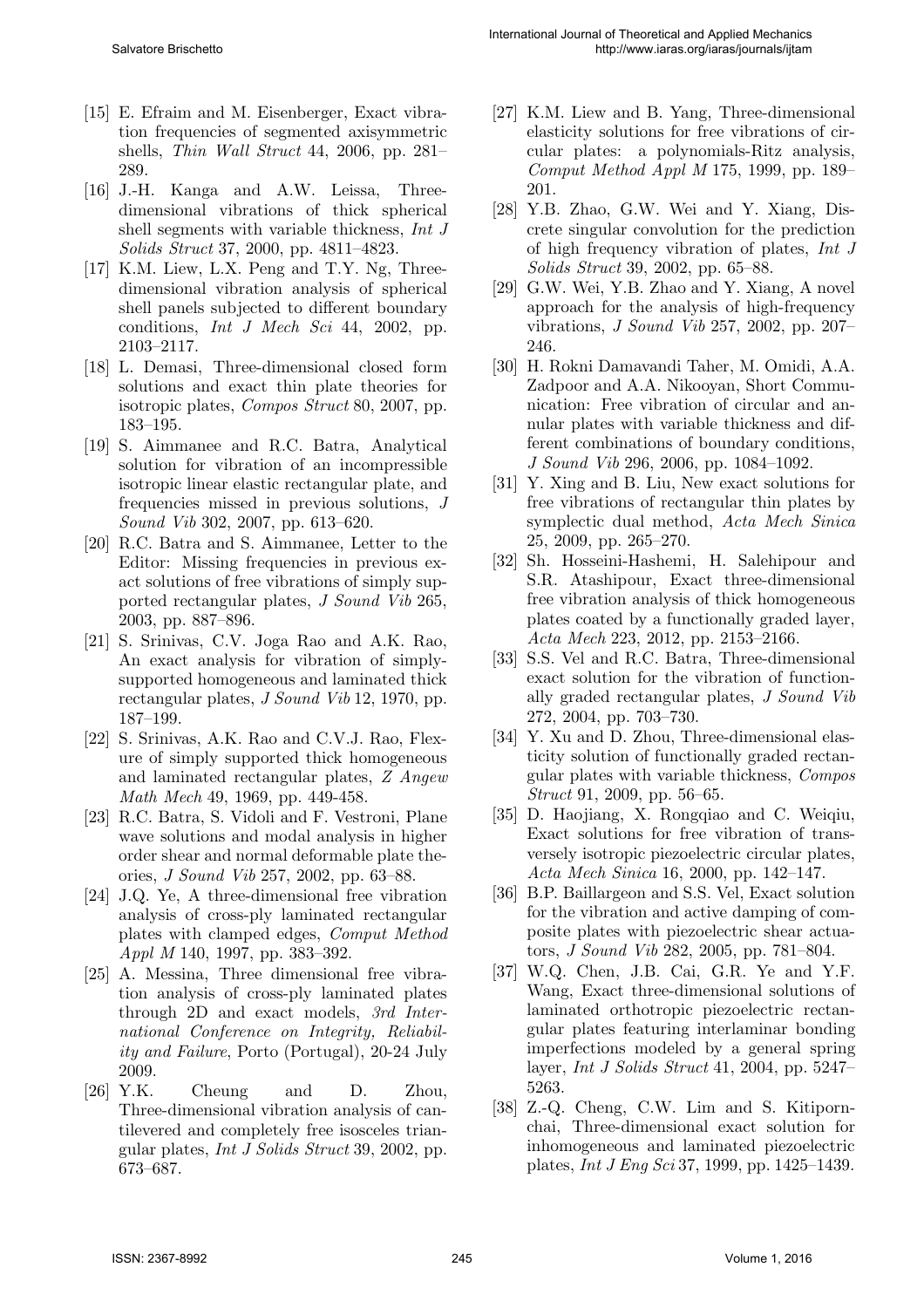[15] E. Efraim and M. Eisenberger, Exact vibration frequencies of segmented axisymmetric shells, *Thin Wall Struct* 44, 2006, pp. 281–289.

[16] J.-H. Kanga and A.W. Leissa, Three-dimensional vibrations of thick spherical shell segments with variable thickness, *Int J Solids Struct* 37, 2000, pp. 4811–4823.

[17] K.M. Liew, L.X. Peng and T.Y. Ng, Three-dimensional vibration analysis of spherical shell panels subjected to different boundary conditions, *Int J Mech Sci* 44, 2002, pp. 2103–2117.

[18] L. Demasi, Three-dimensional closed form solutions and exact thin plate theories for isotropic plates, *Compos Struct* 80, 2007, pp. 183–195.

[19] S. Aimmanee and R.C. Batra, Analytical solution for vibration of an incompressible isotropic linear elastic rectangular plate, and frequencies missed in previous solutions, *J Sound Vib* 302, 2007, pp. 613–620.

[20] R.C. Batra and S. Aimmanee, Letter to the Editor: Missing frequencies in previous exact solutions of free vibrations of simply supported rectangular plates, *J Sound Vib* 265, 2003, pp. 887–896.

[21] S. Srinivas, C.V. Joga Rao and A.K. Rao, An exact analysis for vibration of simply-supported homogeneous and laminated thick rectangular plates, *J Sound Vib* 12, 1970, pp. 187–199.

[22] S. Srinivas, A.K. Rao and C.V.J. Rao, Flexure of simply supported thick homogeneous and laminated rectangular plates, *Z Angew Math Mech* 49, 1969, pp. 449-458.

[23] R.C. Batra, S. Vidoli and F. Vestroni, Plane wave solutions and modal analysis in higher order shear and normal deformable plate theories, *J Sound Vib* 257, 2002, pp. 63–88.

[24] J.Q. Ye, A three-dimensional free vibration analysis of cross-ply laminated rectangular plates with clamped edges, *Comput Method Appl M* 140, 1997, pp. 383–392.

[25] A. Messina, Three dimensional free vibration analysis of cross-ply laminated plates through 2D and exact models, *3rd International Conference on Integrity, Reliability and Failure*, Porto (Portugal), 20-24 July 2009.

[26] Y.K. Cheung and D. Zhou, Three-dimensional vibration analysis of cantilevered and completely free isosceles triangular plates, *Int J Solids Struct* 39, 2002, pp. 673–687.

[27] K.M. Liew and B. Yang, Three-dimensional elasticity solutions for free vibrations of circular plates: a polynomials-Ritz analysis, *Comput Method Appl M* 175, 1999, pp. 189–201.

[28] Y.B. Zhao, G.W. Wei and Y. Xiang, Discrete singular convolution for the prediction of high frequency vibration of plates, *Int J Solids Struct* 39, 2002, pp. 65–88.

[29] G.W. Wei, Y.B. Zhao and Y. Xiang, A novel approach for the analysis of high-frequency vibrations, *J Sound Vib* 257, 2002, pp. 207–246.

[30] H. Rokni Damavandi Taher, M. Omidi, A.A. Zadpoor and A.A. Nikooyan, Short Communication: Free vibration of circular and annular plates with variable thickness and different combinations of boundary conditions, *J Sound Vib* 296, 2006, pp. 1084–1092.

[31] Y. Xing and B. Liu, New exact solutions for free vibrations of rectangular thin plates by symplectic dual method, *Acta Mech Sinica* 25, 2009, pp. 265–270.

[32] Sh. Hosseini-Hashemi, H. Salehipour and S.R. Atashipour, Exact three-dimensional free vibration analysis of thick homogeneous plates coated by a functionally graded layer, *Acta Mech* 223, 2012, pp. 2153–2166.

[33] S.S. Vel and R.C. Batra, Three-dimensional exact solution for the vibration of functionally graded rectangular plates, *J Sound Vib* 272, 2004, pp. 703–730.

[34] Y. Xu and D. Zhou, Three-dimensional elasticity solution of functionally graded rectangular plates with variable thickness, *Compos Struct* 91, 2009, pp. 56–65.

[35] D. Haojiang, X. Rongqiao and C. Weiqiu, Exact solutions for free vibration of transversely isotropic piezoelectric circular plates, *Acta Mech Sinica* 16, 2000, pp. 142–147.

[36] B.P. Baillargeon and S.S. Vel, Exact solution for the vibration and active damping of composite plates with piezoelectric shear actuators, *J Sound Vib* 282, 2005, pp. 781–804.

[37] W.Q. Chen, J.B. Cai, G.R. Ye and Y.F. Wang, Exact three-dimensional solutions of laminated orthotropic piezoelectric rectangular plates featuring interlaminar bonding imperfections modeled by a general spring layer, *Int J Solids Struct* 41, 2004, pp. 5247–5263.

[38] Z.-Q. Cheng, C.W. Lim and S. Kitipornchai, Three-dimensional exact solution for inhomogeneous and laminated piezoelectric plates, *Int J Eng Sci* 37, 1999, pp. 1425–1439.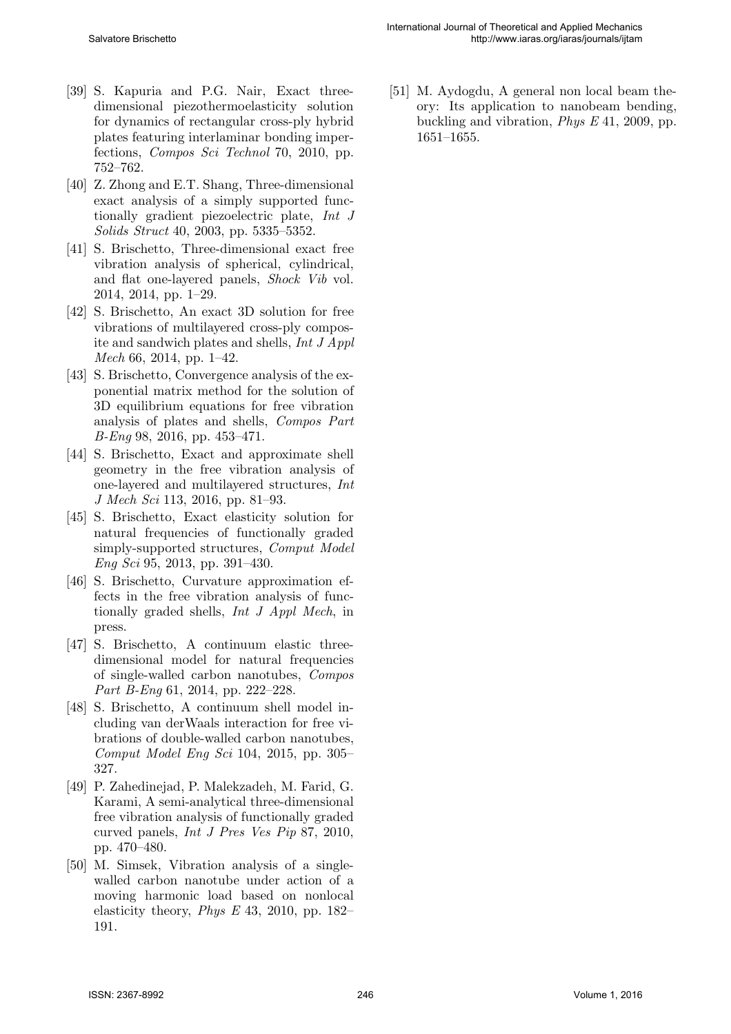[39] S. Kapuria and P.G. Nair, Exact three-dimensional piezothermoelasticity solution for dynamics of rectangular cross-ply hybrid plates featuring interlaminar bonding imperfections, *Compos Sci Technol* 70, 2010, pp. 752–762.

[40] Z. Zhong and E.T. Shang, Three-dimensional exact analysis of a simply supported functionally gradient piezoelectric plate, *Int J Solids Struct* 40, 2003, pp. 5335–5352.

[41] S. Brischetto, Three-dimensional exact free vibration analysis of spherical, cylindrical, and flat one-layered panels, *Shock Vib* vol. 2014, 2014, pp. 1–29.

[42] S. Brischetto, An exact 3D solution for free vibrations of multilayered cross-ply composite and sandwich plates and shells, *Int J Appl Mech* 66, 2014, pp. 1–42.

[43] S. Brischetto, Convergence analysis of the exponential matrix method for the solution of 3D equilibrium equations for free vibration analysis of plates and shells, *Compos Part B-Eng* 98, 2016, pp. 453–471.

[44] S. Brischetto, Exact and approximate shell geometry in the free vibration analysis of one-layered and multilayered structures, *Int J Mech Sci* 113, 2016, pp. 81–93.

[45] S. Brischetto, Exact elasticity solution for natural frequencies of functionally graded simply-supported structures, *Comput Model Eng Sci* 95, 2013, pp. 391–430.

[46] S. Brischetto, Curvature approximation effects in the free vibration analysis of functionally graded shells, *Int J Appl Mech*, in press.

[47] S. Brischetto, A continuum elastic three-dimensional model for natural frequencies of single-walled carbon nanotubes, *Compos Part B-Eng* 61, 2014, pp. 222–228.

[48] S. Brischetto, A continuum shell model including van derWaals interaction for free vibrations of double-walled carbon nanotubes, *Comput Model Eng Sci* 104, 2015, pp. 305–327.

[49] P. Zahedinejad, P. Malekzadeh, M. Farid, G. Karami, A semi-analytical three-dimensional free vibration analysis of functionally graded curved panels, *Int J Pres Ves Pip* 87, 2010, pp. 470–480.

[50] M. Simsek, Vibration analysis of a single-walled carbon nanotube under action of a moving harmonic load based on nonlocal elasticity theory, *Phys E* 43, 2010, pp. 182–191.

[51] M. Aydogdu, A general non local beam theory: Its application to nanobeam bending, buckling and vibration, *Phys E* 41, 2009, pp. 1651–1655.